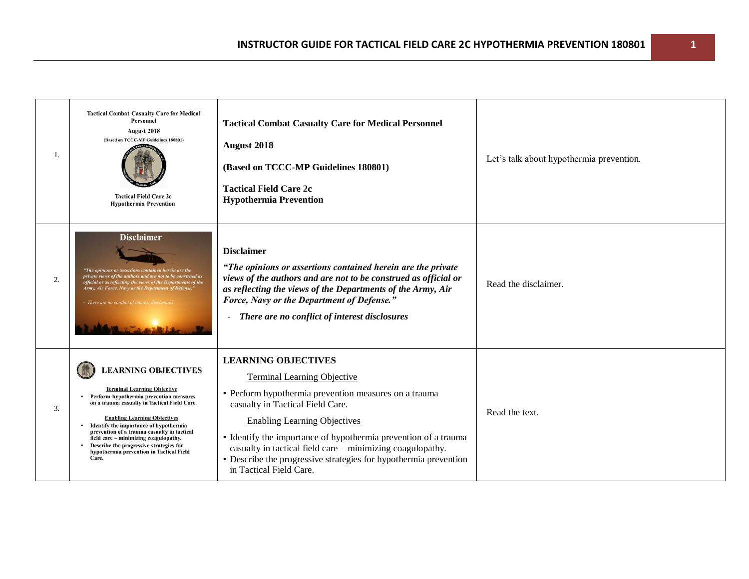| | | | |
|---|---|---|---|
| 1. | Tactical Combat Casualty Care for Medical Personnel<br>August 2018<br>(Based on TCCC-MP Guidelines 180801)<br>Tactical Field Care 2c<br>Hypothermia Prevention | **Tactical Combat Casualty Care for Medical Personnel**<br><br>**August 2018**<br><br>**(Based on TCCC-MP Guidelines 180801)**<br><br>**Tactical Field Care 2c**<br>**Hypothermia Prevention** | Let's talk about hypothermia prevention. |
| 2. | Disclaimer<br>*"The opinions or assertions contained herein are the private views of the authors and are not to be construed as official or as reflecting the views of the Departments of the Army, Air Force, Navy or the Department of Defense."*<br>*- There are no conflict of interest disclosures* | **Disclaimer**<br>***"The opinions or assertions contained herein are the private views of the authors and are not to be construed as official or as reflecting the views of the Departments of the Army, Air Force, Navy or the Department of Defense."***<br>- ***There are no conflict of interest disclosures*** | Read the disclaimer. |
| 3. | **LEARNING OBJECTIVES**<br>Terminal Learning Objective<br>• Perform hypothermia prevention measures on a trauma casualty in Tactical Field Care.<br>Enabling Learning Objectives<br>• Identify the importance of hypothermia prevention of a trauma casualty in tactical field care – minimizing coagulopathy.<br>• Describe the progressive strategies for hypothermia prevention in Tactical Field Care. | **LEARNING OBJECTIVES**<br>Terminal Learning Objective<br>• Perform hypothermia prevention measures on a trauma casualty in Tactical Field Care.<br>Enabling Learning Objectives<br>• Identify the importance of hypothermia prevention of a trauma casualty in tactical field care – minimizing coagulopathy.<br>• Describe the progressive strategies for hypothermia prevention in Tactical Field Care. | Read the text. |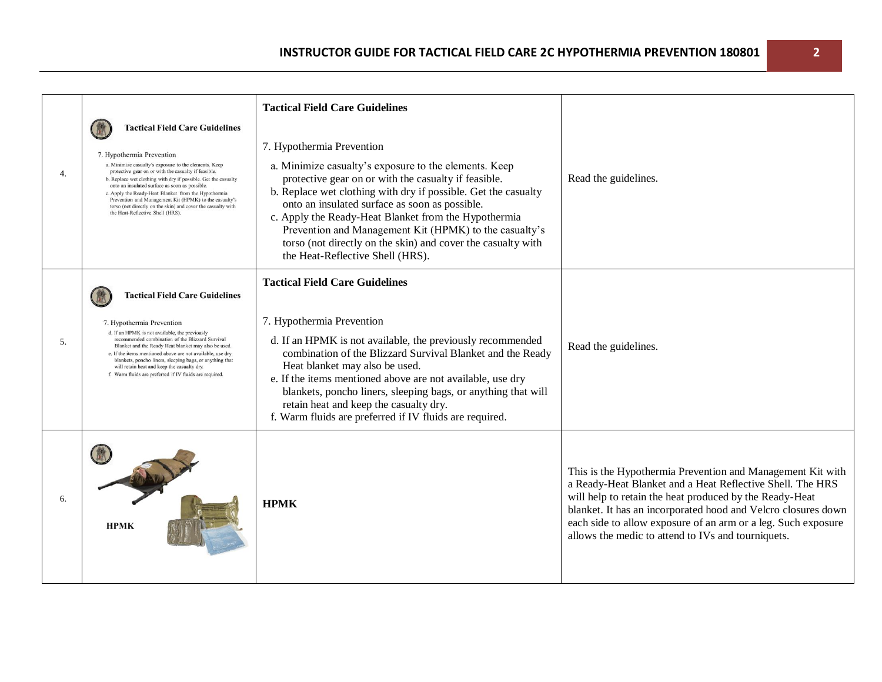| | | | |
|---|---|---|---|
| 4. | **Tactical Field Care Guidelines** 7. Hypothermia Prevention a. Minimize casualty's exposure to the elements. Keep protective gear on or with the casualty if feasible. b. Replace wet clothing with dry if possible. Get the casualty onto an insulated surface as soon as possible. c. Apply the Ready-Heat Blanket from the Hypothermia Prevention and Management Kit (HPMK) to the casualty's torso (not directly on the skin) and cover the casualty with the Heat-Reflective Shell (HRS). | **Tactical Field Care Guidelines**<br><br>7. Hypothermia Prevention<br><br>a. Minimize casualty's exposure to the elements. Keep protective gear on or with the casualty if feasible.<br>b. Replace wet clothing with dry if possible. Get the casualty onto an insulated surface as soon as possible.<br>c. Apply the Ready-Heat Blanket from the Hypothermia Prevention and Management Kit (HPMK) to the casualty's torso (not directly on the skin) and cover the casualty with the Heat-Reflective Shell (HRS). | Read the guidelines. |
| 5. | **Tactical Field Care Guidelines** 7. Hypothermia Prevention d. If an HPMK is not available, the previously recommended combination of the Blizzard Survival Blanket and the Ready Heat blanket may also be used. e. If the items mentioned above are not available, use dry blankets, poncho liners, sleeping bags, or anything that will retain heat and keep the casualty dry. f. Warm fluids are preferred if IV fluids are required. | **Tactical Field Care Guidelines**<br><br>7. Hypothermia Prevention<br><br>d. If an HPMK is not available, the previously recommended combination of the Blizzard Survival Blanket and the Ready Heat blanket may also be used.<br>e. If the items mentioned above are not available, use dry blankets, poncho liners, sleeping bags, or anything that will retain heat and keep the casualty dry.<br>f. Warm fluids are preferred if IV fluids are required. | Read the guidelines. |
| 6. | **HPMK** | **HPMK** | This is the Hypothermia Prevention and Management Kit with a Ready-Heat Blanket and a Heat Reflective Shell. The HRS will help to retain the heat produced by the Ready-Heat blanket. It has an incorporated hood and Velcro closures down each side to allow exposure of an arm or a leg. Such exposure allows the medic to attend to IVs and tourniquets. |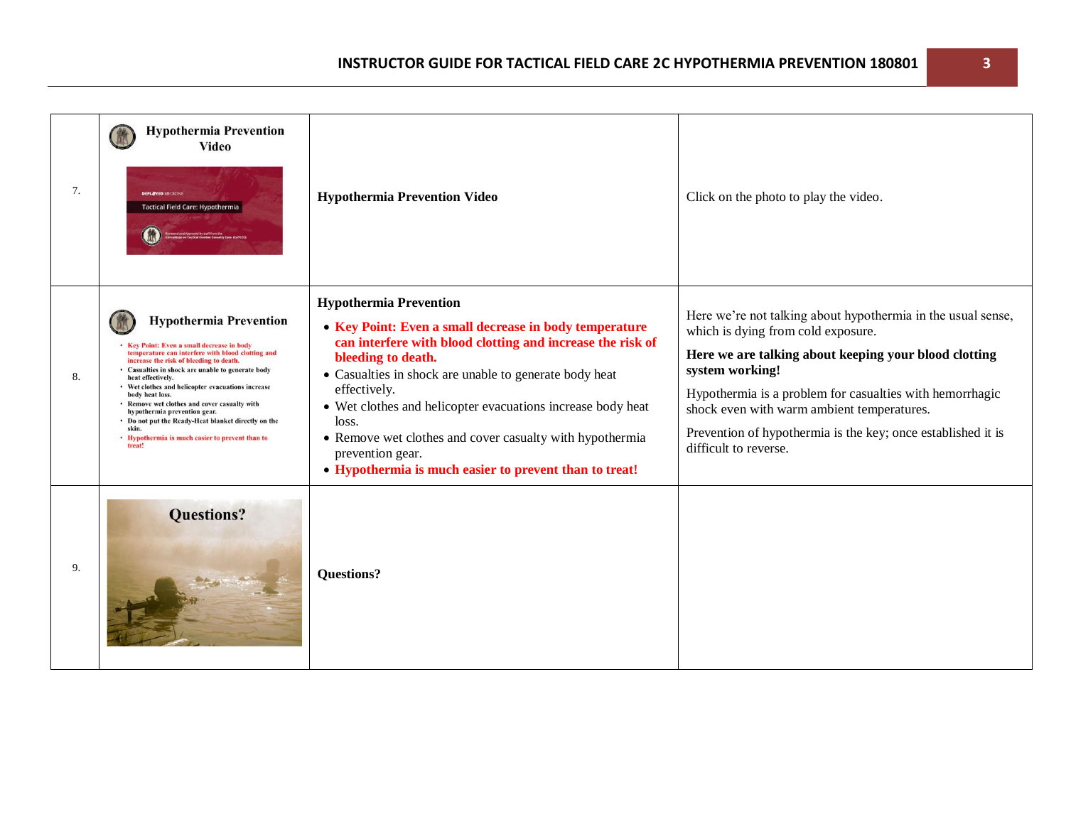| | | | |
|---|---|---|---|
| 7. | **Hypothermia Prevention Video**<br>DEPLOYED MEDICINE<br>Tactical Field Care: Hypothermia | **Hypothermia Prevention Video** | Click on the photo to play the video. |
| 8. | **Hypothermia Prevention**<br>• Key Point: Even a small decrease in body temperature can interfere with blood clotting and increase the risk of bleeding to death.<br>• Casualties in shock are unable to generate body heat effectively.<br>• Wet clothes and helicopter evacuations increase body heat loss.<br>• Remove wet clothes and cover casualty with hypothermia prevention gear.<br>• Do not put the Ready-Heat blanket directly on the skin.<br>• Hypothermia is much easier to prevent than to treat! | **Hypothermia Prevention**<br>• **Key Point: Even a small decrease in body temperature can interfere with blood clotting and increase the risk of bleeding to death.**<br>• Casualties in shock are unable to generate body heat effectively.<br>• Wet clothes and helicopter evacuations increase body heat loss.<br>• Remove wet clothes and cover casualty with hypothermia prevention gear.<br>• **Hypothermia is much easier to prevent than to treat!** | Here we're not talking about hypothermia in the usual sense, which is dying from cold exposure.<br>**Here we are talking about keeping your blood clotting system working!**<br>Hypothermia is a problem for casualties with hemorrhagic shock even with warm ambient temperatures.<br>Prevention of hypothermia is the key; once established it is difficult to reverse. |
| 9. | **Questions?** | **Questions?** | |